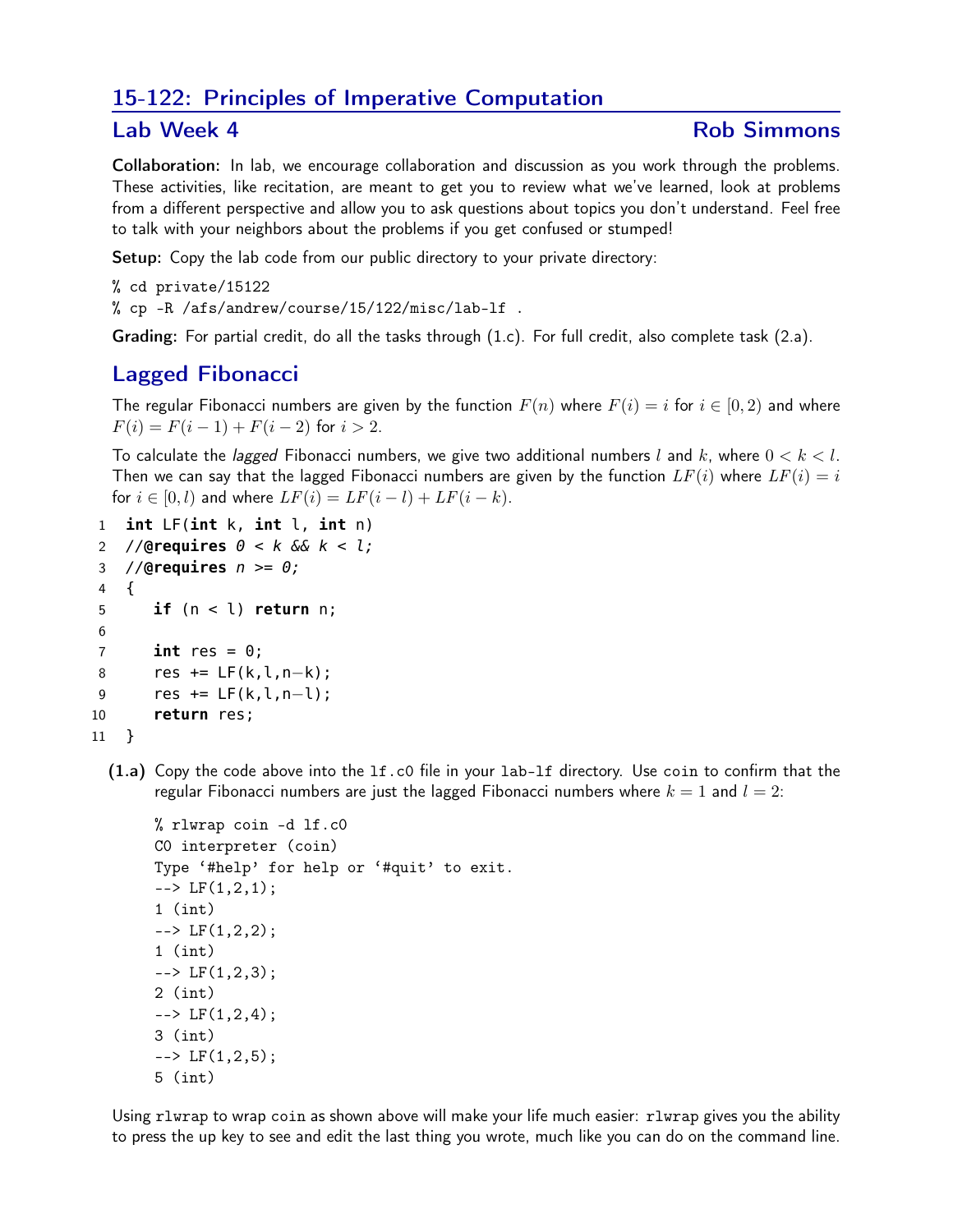## 15-122: Principles of Imperative Computation

### Lab Week 4 — Rob Simmons

**Collaboration:** In lab, we encourage collaboration and discussion as you work through the problems. These activities, like recitation, are meant to get you to review what we've learned, look at problems from a different perspective and allow you to ask questions about topics you don't understand. Feel free to talk with your neighbors about the problems if you get confused or stumped!

**Setup:** Copy the lab code from our public directory to your private directory:

```
% cd private/15122
% cp -R /afs/andrew/course/15/122/misc/lab-lf .
```

**Grading:** For partial credit, do all the tasks through (1.c). For full credit, also complete task (2.a).

## Lagged Fibonacci

The regular Fibonacci numbers are given by the function $F(n)$ where $F(i) = i$ for $i \in [0, 2)$ and where $F(i) = F(i-1) + F(i-2)$ for $i > 2$.

To calculate the *lagged* Fibonacci numbers, we give two additional numbers $l$ and $k$, where $0 < k < l$. Then we can say that the lagged Fibonacci numbers are given by the function $LF(i)$ where $LF(i) = i$ for $i \in [0, l)$ and where $LF(i) = LF(i-l) + LF(i-k)$.

```
1  int LF(int k, int l, int n)
2  //@requires 0 < k && k < l;
3  //@requires n >= 0;
4  {
5     if (n < l) return n;
6
7     int res = 0;
8     res += LF(k,l,n-k);
9     res += LF(k,l,n-l);
10    return res;
11 }
```

**(1.a)** Copy the code above into the `lf.c0` file in your `lab-lf` directory. Use `coin` to confirm that the regular Fibonacci numbers are just the lagged Fibonacci numbers where $k = 1$ and $l = 2$:

```
% rlwrap coin -d lf.c0
C0 interpreter (coin)
Type '#help' for help or '#quit' to exit.
--> LF(1,2,1);
1 (int)
--> LF(1,2,2);
1 (int)
--> LF(1,2,3);
2 (int)
--> LF(1,2,4);
3 (int)
--> LF(1,2,5);
5 (int)
```

Using `rlwrap` to wrap `coin` as shown above will make your life much easier: `rlwrap` gives you the ability to press the up key to see and edit the last thing you wrote, much like you can do on the command line.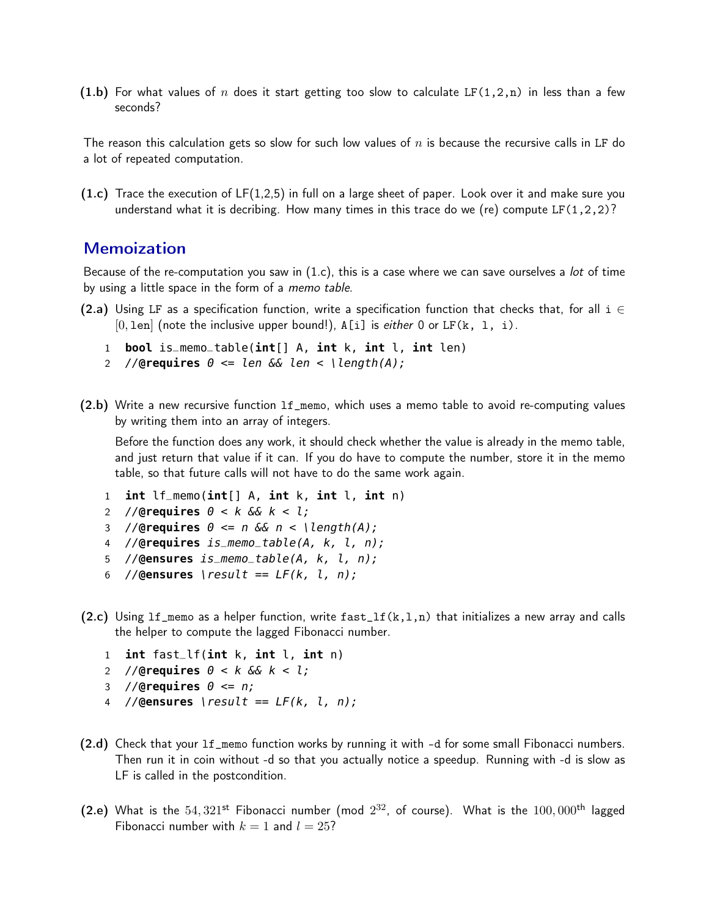**(1.b)** For what values of $n$ does it start getting too slow to calculate LF(1,2,n) in less than a few seconds?

The reason this calculation gets so slow for such low values of $n$ is because the recursive calls in LF do a lot of repeated computation.

**(1.c)** Trace the execution of LF(1,2,5) in full on a large sheet of paper. Look over it and make sure you understand what it is decribing. How many times in this trace do we (re) compute LF(1,2,2)?

## Memoization

Because of the re-computation you saw in (1.c), this is a case where we can save ourselves a *lot* of time by using a little space in the form of a *memo table*.

**(2.a)** Using LF as a specification function, write a specification function that checks that, for all $i \in [0, len]$ (note the inclusive upper bound!), A[i] is *either* 0 or LF(k, l, i).

```
1  bool is_memo_table(int[] A, int k, int l, int len)
2  //@requires 0 <= len && len < \length(A);
```

**(2.b)** Write a new recursive function lf_memo, which uses a memo table to avoid re-computing values by writing them into an array of integers.

Before the function does any work, it should check whether the value is already in the memo table, and just return that value if it can. If you do have to compute the number, store it in the memo table, so that future calls will not have to do the same work again.

```
1  int lf_memo(int[] A, int k, int l, int n)
2  //@requires 0 < k && k < l;
3  //@requires 0 <= n && n < \length(A);
4  //@requires is_memo_table(A, k, l, n);
5  //@ensures is_memo_table(A, k, l, n);
6  //@ensures \result == LF(k, l, n);
```

**(2.c)** Using lf_memo as a helper function, write fast_lf(k,l,n) that initializes a new array and calls the helper to compute the lagged Fibonacci number.

```
1  int fast_lf(int k, int l, int n)
2  //@requires 0 < k && k < l;
3  //@requires 0 <= n;
4  //@ensures \result == LF(k, l, n);
```

**(2.d)** Check that your lf_memo function works by running it with -d for some small Fibonacci numbers. Then run it in coin without -d so that you actually notice a speedup. Running with -d is slow as LF is called in the postcondition.

**(2.e)** What is the $54,321^{\text{st}}$ Fibonacci number (mod $2^{32}$, of course). What is the $100,000^{\text{th}}$ lagged Fibonacci number with $k = 1$ and $l = 25$?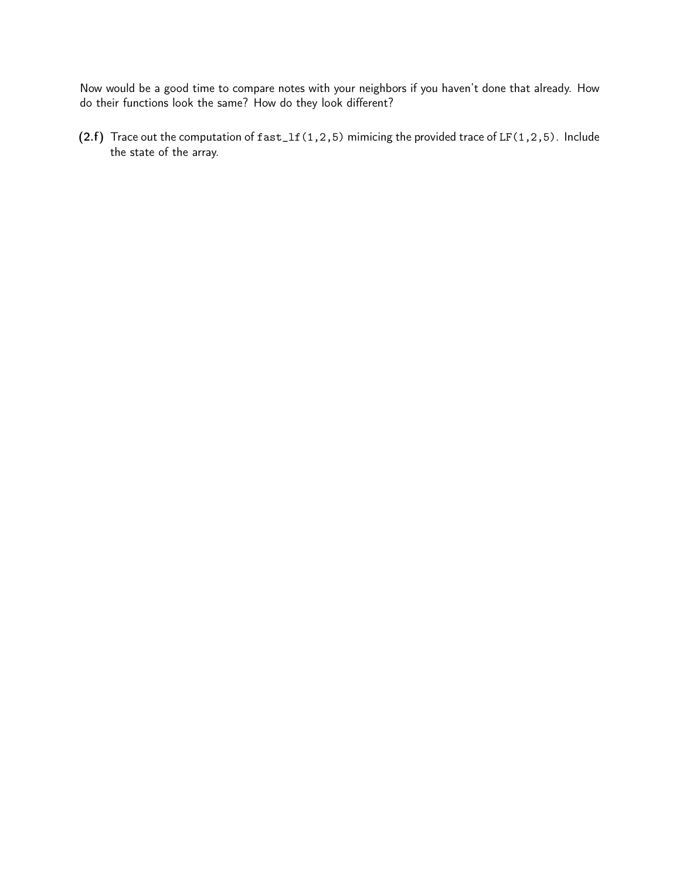Now would be a good time to compare notes with your neighbors if you haven't done that already. How do their functions look the same? How do they look different?

**(2.f)** Trace out the computation of `fast_lf(1,2,5)` mimicing the provided trace of `LF(1,2,5)`. Include the state of the array.